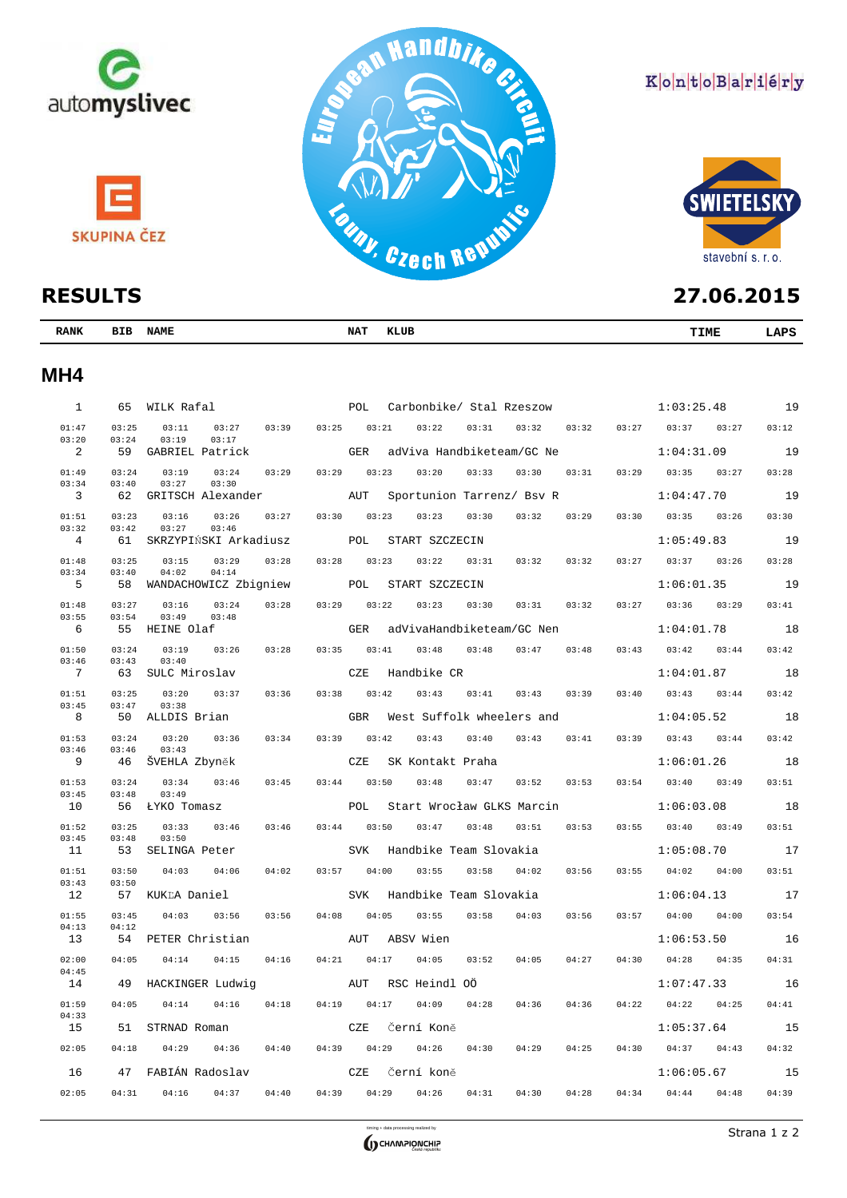## RESULTS

**27.06.2015**

## MH4

| RANK | BIB | NAME | NAT | KLUB | TIME | LAPS |
|---|---|---|---|---|---|---|
| 1 | 65 | WILK Rafal | POL | Carbonbike/ Stal Rzeszow | 1:03:25.48 | 19 |
| | | 01:47 03:25 03:11 03:27 03:39 03:25 03:21 03:22 03:31 03:32 03:32 03:27 03:37 03:27 03:12 03:20 03:24 03:19 03:17 | | | | |
| 2 | 59 | GABRIEL Patrick | GER | adViva Handbiketeam/GC Ne | 1:04:31.09 | 19 |
| | | 01:49 03:24 03:19 03:24 03:29 03:29 03:23 03:20 03:33 03:30 03:31 03:29 03:35 03:27 03:28 03:34 03:40 03:27 03:30 | | | | |
| 3 | 62 | GRITSCH Alexander | AUT | Sportunion Tarrenz/ Bsv R | 1:04:47.70 | 19 |
| | | 01:51 03:23 03:16 03:26 03:27 03:30 03:23 03:23 03:30 03:32 03:29 03:30 03:35 03:26 03:30 03:32 03:42 03:27 03:46 | | | | |
| 4 | 61 | SKRZYPIŃSKI Arkadiusz | POL | START SZCZECIN | 1:05:49.83 | 19 |
| | | 01:48 03:25 03:15 03:29 03:28 03:28 03:23 03:22 03:31 03:32 03:27 03:37 03:26 03:28 03:34 03:40 04:02 04:14 | | | | |
| 5 | 58 | WANDACHOWICZ Zbigniew | POL | START SZCZECIN | 1:06:01.35 | 19 |
| | | 01:48 03:27 03:16 03:24 03:28 03:29 03:22 03:23 03:30 03:31 03:32 03:27 03:36 03:29 03:41 03:55 03:54 03:49 03:48 | | | | |
| 6 | 55 | HEINE Olaf | GER | adVivaHandbiketeam/GC Nen | 1:04:01.78 | 18 |
| | | 01:50 03:24 03:19 03:26 03:28 03:35 03:41 03:48 03:48 03:47 03:48 03:43 03:42 03:44 03:42 03:46 03:43 03:40 | | | | |
| 7 | 63 | SULC Miroslav | CZE | Handbike CR | 1:04:01.87 | 18 |
| | | 01:51 03:25 03:20 03:37 03:36 03:38 03:42 03:43 03:41 03:43 03:39 03:40 03:43 03:44 03:42 03:45 03:47 03:38 | | | | |
| 8 | 50 | ALLDIS Brian | GBR | West Suffolk wheelers and | 1:04:05.52 | 18 |
| | | 01:53 03:24 03:20 03:36 03:34 03:39 03:42 03:43 03:40 03:43 03:41 03:39 03:43 03:44 03:42 03:46 03:46 03:43 | | | | |
| 9 | 46 | ŠVEHLA Zbyněk | CZE | SK Kontakt Praha | 1:06:01.26 | 18 |
| | | 01:53 03:24 03:34 03:46 03:45 03:44 03:50 03:48 03:47 03:52 03:53 03:54 03:40 03:49 03:51 03:45 03:48 03:49 | | | | |
| 10 | 56 | ŁYKO Tomasz | POL | Start Wrocław GLKS Marcin | 1:06:03.08 | 18 |
| | | 01:52 03:25 03:33 03:46 03:46 03:44 03:50 03:47 03:48 03:51 03:53 03:55 03:40 03:49 03:51 03:45 03:48 03:50 | | | | |
| 11 | 53 | SELINGA Peter | SVK | Handbike Team Slovakia | 1:05:08.70 | 17 |
| | | 01:51 03:50 04:03 04:06 04:02 03:57 04:00 03:55 03:58 04:02 03:56 03:55 04:02 04:00 03:51 03:43 03:50 | | | | |
| 12 | 57 | KUKΣA Daniel | SVK | Handbike Team Slovakia | 1:06:04.13 | 17 |
| | | 01:55 03:45 04:03 03:56 03:56 04:08 04:05 03:55 03:58 04:03 03:56 03:57 04:00 04:00 03:54 04:13 04:12 | | | | |
| 13 | 54 | PETER Christian | AUT | ABSV Wien | 1:06:53.50 | 16 |
| | | 02:00 04:05 04:14 04:15 04:16 04:21 04:17 04:05 03:52 04:05 04:27 04:30 04:28 04:35 04:31 04:45 | | | | |
| 14 | 49 | HACKINGER Ludwig | AUT | RSC Heindl OÖ | 1:07:47.33 | 16 |
| | | 01:59 04:05 04:14 04:16 04:18 04:19 04:17 04:09 04:28 04:36 04:36 04:22 04:22 04:25 04:41 04:33 | | | | |
| 15 | 51 | STRNAD Roman | CZE | Černí Koně | 1:05:37.64 | 15 |
| | | 02:05 04:18 04:29 04:36 04:40 04:39 04:29 04:26 04:30 04:29 04:25 04:30 04:37 04:43 04:32 | | | | |
| 16 | 47 | FABIÁN Radoslav | CZE | Černí koně | 1:06:05.67 | 15 |
| | | 02:05 04:31 04:16 04:37 04:40 04:39 04:29 04:26 04:31 04:30 04:28 04:34 04:44 04:48 04:39 | | | | |

timing + data processing realized by CHAMPIONCHIP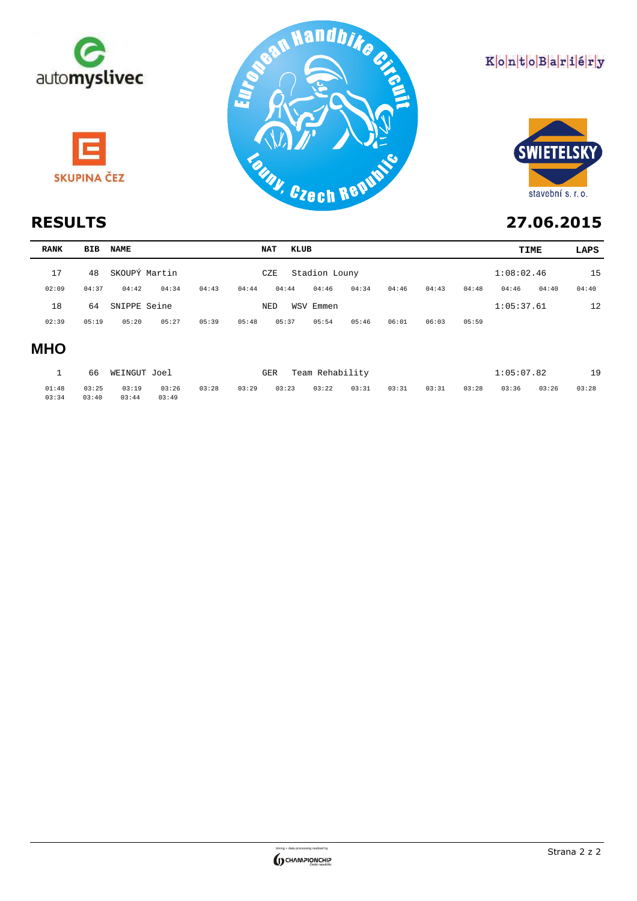Kontobariéry

SWIETELSKY stavební s. r. o.

# RESULTS

**27.06.2015**

| RANK | BIB | NAME | NAT | KLUB | TIME | LAPS |
|---|---|---|---|---|---|---|
| 17 | 48 | SKOUPÝ Martin | CZE | Stadion Louny | 1:08:02.46 | 15 |

02:09 04:37 04:42 04:34 04:43 04:44 04:44 04:46 04:34 04:46 04:43 04:48 04:46 04:40 04:40

| RANK | BIB | NAME | NAT | KLUB | TIME | LAPS |
|---|---|---|---|---|---|---|
| 18 | 64 | SNIPPE Seine | NED | WSV Emmen | 1:05:37.61 | 12 |

02:39 05:19 05:20 05:27 05:39 05:48 05:37 05:54 05:46 06:01 06:03 05:59

## MHO

| RANK | BIB | NAME | NAT | KLUB | TIME | LAPS |
|---|---|---|---|---|---|---|
| 1 | 66 | WEINGUT Joel | GER | Team Rehability | 1:05:07.82 | 19 |

01:48 03:25 03:19 03:26 03:28 03:29 03:23 03:22 03:31 03:31 03:31 03:28 03:36 03:26 03:28
03:34 03:40 03:44 03:49

timing + data processing realized by CHAMPIONCHIP Česká republika